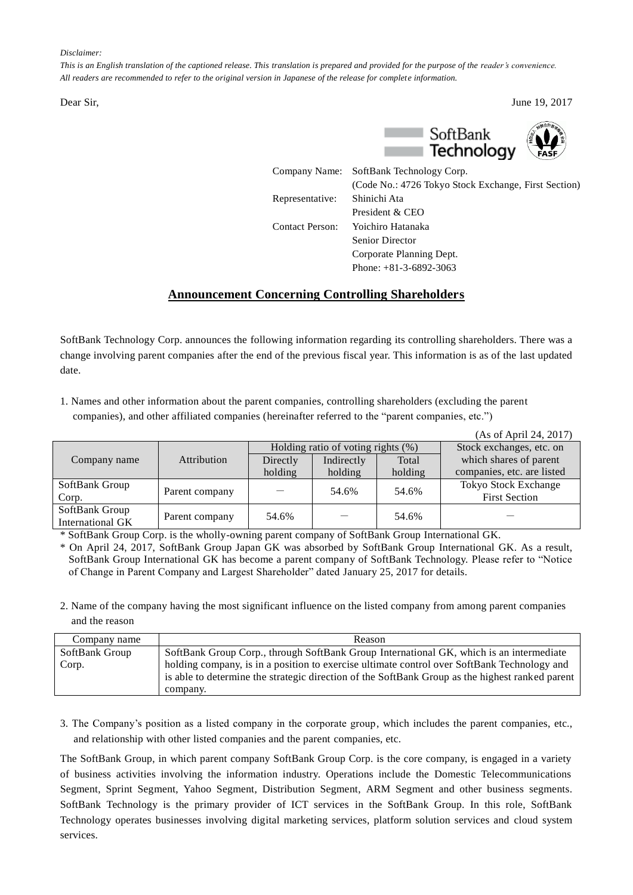*Disclaimer:*
*This is an English translation of the captioned release. This translation is prepared and provided for the purpose of the reader's convenience. All readers are recommended to refer to the original version in Japanese of the release for complete information.*

Dear Sir,

June 19, 2017

Company Name: SoftBank Technology Corp.
(Code No.: 4726 Tokyo Stock Exchange, First Section)
Representative: Shinichi Ata
President & CEO
Contact Person: Yoichiro Hatanaka
Senior Director
Corporate Planning Dept.
Phone: +81-3-6892-3063

# Announcement Concerning Controlling Shareholders

SoftBank Technology Corp. announces the following information regarding its controlling shareholders. There was a change involving parent companies after the end of the previous fiscal year. This information is as of the last updated date.

1. Names and other information about the parent companies, controlling shareholders (excluding the parent companies), and other affiliated companies (hereinafter referred to the "parent companies, etc.")

(As of April 24, 2017)

| Company name | Attribution | Holding ratio of voting rights (%) | | | Stock exchanges, etc. on which shares of parent companies, etc. are listed |
|---|---|---|---|---|---|
| | | Directly holding | Indirectly holding | Total holding | |
| SoftBank Group Corp. | Parent company | — | 54.6% | 54.6% | Tokyo Stock Exchange First Section |
| SoftBank Group International GK | Parent company | 54.6% | — | 54.6% | — |

\* SoftBank Group Corp. is the wholly-owning parent company of SoftBank Group International GK.

\* On April 24, 2017, SoftBank Group Japan GK was absorbed by SoftBank Group International GK. As a result, SoftBank Group International GK has become a parent company of SoftBank Technology. Please refer to "Notice of Change in Parent Company and Largest Shareholder" dated January 25, 2017 for details.

2. Name of the company having the most significant influence on the listed company from among parent companies and the reason

| Company name | Reason |
|---|---|
| SoftBank Group Corp. | SoftBank Group Corp., through SoftBank Group International GK, which is an intermediate holding company, is in a position to exercise ultimate control over SoftBank Technology and is able to determine the strategic direction of the SoftBank Group as the highest ranked parent company. |

3. The Company's position as a listed company in the corporate group, which includes the parent companies, etc., and relationship with other listed companies and the parent companies, etc.

The SoftBank Group, in which parent company SoftBank Group Corp. is the core company, is engaged in a variety of business activities involving the information industry. Operations include the Domestic Telecommunications Segment, Sprint Segment, Yahoo Segment, Distribution Segment, ARM Segment and other business segments. SoftBank Technology is the primary provider of ICT services in the SoftBank Group. In this role, SoftBank Technology operates businesses involving digital marketing services, platform solution services and cloud system services.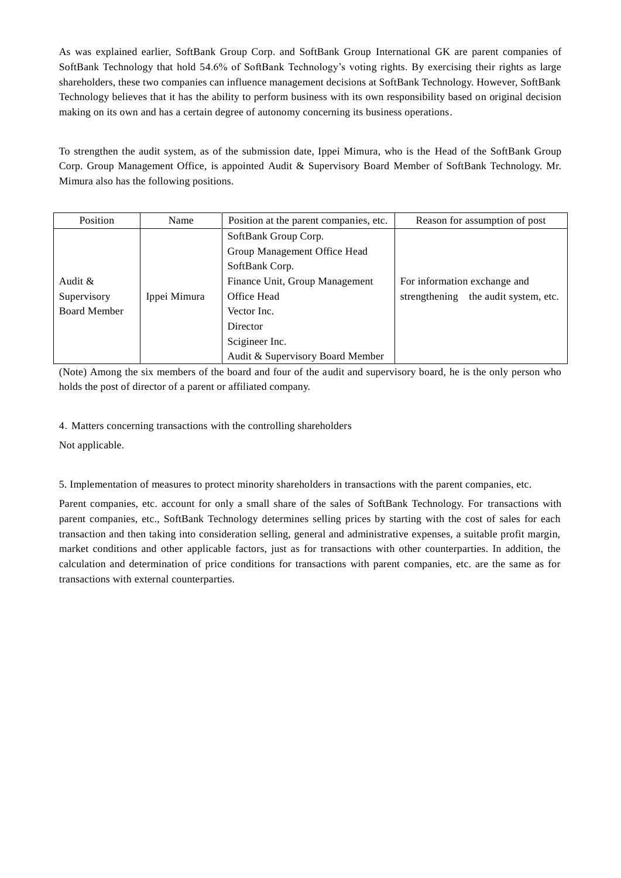As was explained earlier, SoftBank Group Corp. and SoftBank Group International GK are parent companies of SoftBank Technology that hold 54.6% of SoftBank Technology's voting rights. By exercising their rights as large shareholders, these two companies can influence management decisions at SoftBank Technology. However, SoftBank Technology believes that it has the ability to perform business with its own responsibility based on original decision making on its own and has a certain degree of autonomy concerning its business operations.

To strengthen the audit system, as of the submission date, Ippei Mimura, who is the Head of the SoftBank Group Corp. Group Management Office, is appointed Audit & Supervisory Board Member of SoftBank Technology. Mr. Mimura also has the following positions.

| Position | Name | Position at the parent companies, etc. | Reason for assumption of post |
|---|---|---|---|
| Audit & Supervisory Board Member | Ippei Mimura | SoftBank Group Corp. Group Management Office Head<br>SoftBank Corp. Finance Unit, Group Management Office Head<br>Vector Inc. Director<br>Scigineer Inc. Audit & Supervisory Board Member | For information exchange and strengthening the audit system, etc. |

(Note) Among the six members of the board and four of the audit and supervisory board, he is the only person who holds the post of director of a parent or affiliated company.

4. Matters concerning transactions with the controlling shareholders

Not applicable.

5. Implementation of measures to protect minority shareholders in transactions with the parent companies, etc.

Parent companies, etc. account for only a small share of the sales of SoftBank Technology. For transactions with parent companies, etc., SoftBank Technology determines selling prices by starting with the cost of sales for each transaction and then taking into consideration selling, general and administrative expenses, a suitable profit margin, market conditions and other applicable factors, just as for transactions with other counterparties. In addition, the calculation and determination of price conditions for transactions with parent companies, etc. are the same as for transactions with external counterparties.